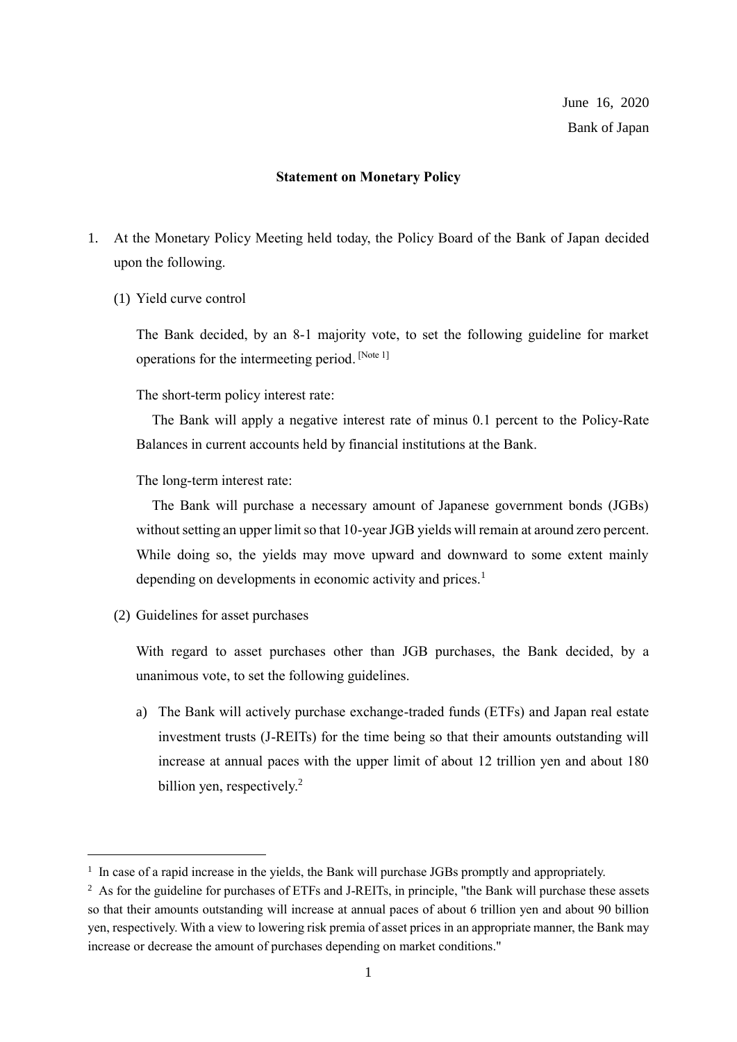June 16, 2020

Bank of Japan

**Statement on Monetary Policy**

1. At the Monetary Policy Meeting held today, the Policy Board of the Bank of Japan decided upon the following.

   (1) Yield curve control

   The Bank decided, by an 8-1 majority vote, to set the following guideline for market operations for the intermeeting period. [Note 1]

   The short-term policy interest rate:

   The Bank will apply a negative interest rate of minus 0.1 percent to the Policy-Rate Balances in current accounts held by financial institutions at the Bank.

   The long-term interest rate:

   The Bank will purchase a necessary amount of Japanese government bonds (JGBs) without setting an upper limit so that 10-year JGB yields will remain at around zero percent. While doing so, the yields may move upward and downward to some extent mainly depending on developments in economic activity and prices.[1]

   (2) Guidelines for asset purchases

   With regard to asset purchases other than JGB purchases, the Bank decided, by a unanimous vote, to set the following guidelines.

   a) The Bank will actively purchase exchange-traded funds (ETFs) and Japan real estate investment trusts (J-REITs) for the time being so that their amounts outstanding will increase at annual paces with the upper limit of about 12 trillion yen and about 180 billion yen, respectively.[2]

---

[1] In case of a rapid increase in the yields, the Bank will purchase JGBs promptly and appropriately.

[2] As for the guideline for purchases of ETFs and J-REITs, in principle, "the Bank will purchase these assets so that their amounts outstanding will increase at annual paces of about 6 trillion yen and about 90 billion yen, respectively. With a view to lowering risk premia of asset prices in an appropriate manner, the Bank may increase or decrease the amount of purchases depending on market conditions."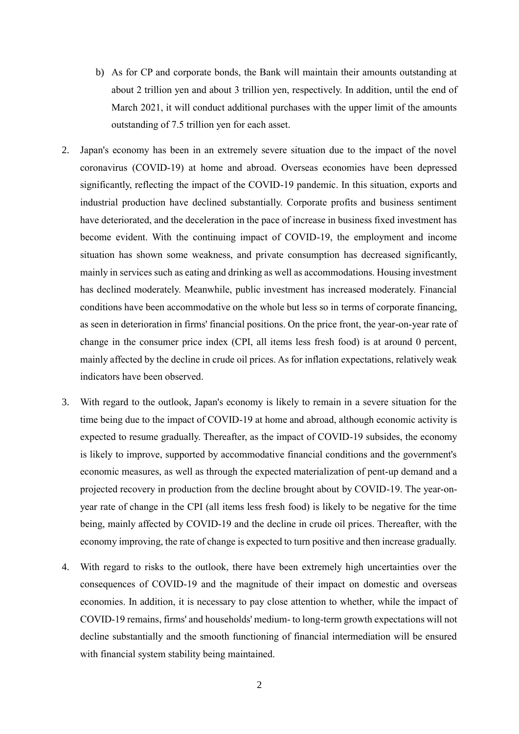b) As for CP and corporate bonds, the Bank will maintain their amounts outstanding at about 2 trillion yen and about 3 trillion yen, respectively. In addition, until the end of March 2021, it will conduct additional purchases with the upper limit of the amounts outstanding of 7.5 trillion yen for each asset.

2. Japan's economy has been in an extremely severe situation due to the impact of the novel coronavirus (COVID-19) at home and abroad. Overseas economies have been depressed significantly, reflecting the impact of the COVID-19 pandemic. In this situation, exports and industrial production have declined substantially. Corporate profits and business sentiment have deteriorated, and the deceleration in the pace of increase in business fixed investment has become evident. With the continuing impact of COVID-19, the employment and income situation has shown some weakness, and private consumption has decreased significantly, mainly in services such as eating and drinking as well as accommodations. Housing investment has declined moderately. Meanwhile, public investment has increased moderately. Financial conditions have been accommodative on the whole but less so in terms of corporate financing, as seen in deterioration in firms' financial positions. On the price front, the year-on-year rate of change in the consumer price index (CPI, all items less fresh food) is at around 0 percent, mainly affected by the decline in crude oil prices. As for inflation expectations, relatively weak indicators have been observed.

3. With regard to the outlook, Japan's economy is likely to remain in a severe situation for the time being due to the impact of COVID-19 at home and abroad, although economic activity is expected to resume gradually. Thereafter, as the impact of COVID-19 subsides, the economy is likely to improve, supported by accommodative financial conditions and the government's economic measures, as well as through the expected materialization of pent-up demand and a projected recovery in production from the decline brought about by COVID-19. The year-on-year rate of change in the CPI (all items less fresh food) is likely to be negative for the time being, mainly affected by COVID-19 and the decline in crude oil prices. Thereafter, with the economy improving, the rate of change is expected to turn positive and then increase gradually.

4. With regard to risks to the outlook, there have been extremely high uncertainties over the consequences of COVID-19 and the magnitude of their impact on domestic and overseas economies. In addition, it is necessary to pay close attention to whether, while the impact of COVID-19 remains, firms' and households' medium- to long-term growth expectations will not decline substantially and the smooth functioning of financial intermediation will be ensured with financial system stability being maintained.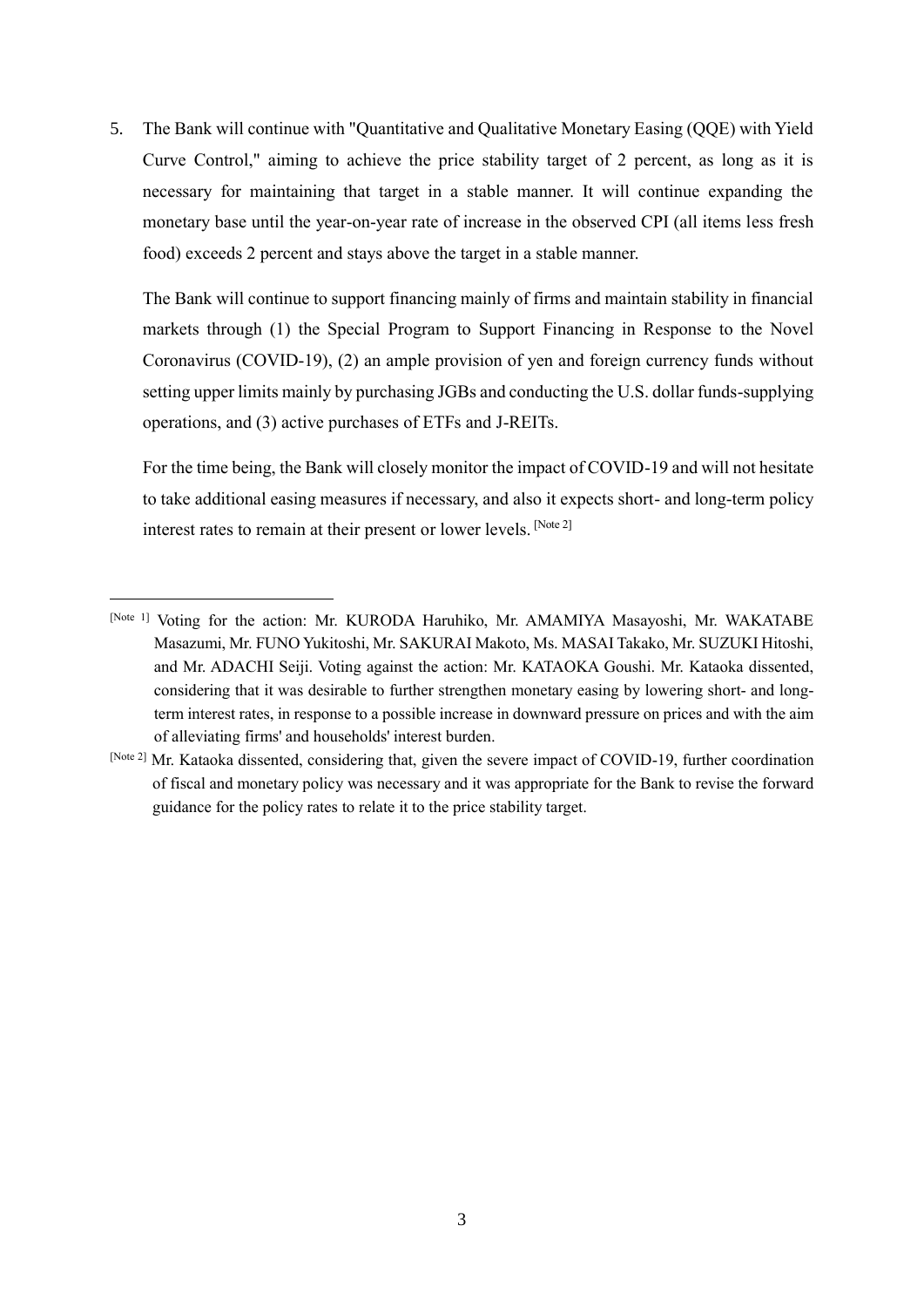5. The Bank will continue with "Quantitative and Qualitative Monetary Easing (QQE) with Yield Curve Control," aiming to achieve the price stability target of 2 percent, as long as it is necessary for maintaining that target in a stable manner. It will continue expanding the monetary base until the year-on-year rate of increase in the observed CPI (all items less fresh food) exceeds 2 percent and stays above the target in a stable manner.

   The Bank will continue to support financing mainly of firms and maintain stability in financial markets through (1) the Special Program to Support Financing in Response to the Novel Coronavirus (COVID-19), (2) an ample provision of yen and foreign currency funds without setting upper limits mainly by purchasing JGBs and conducting the U.S. dollar funds-supplying operations, and (3) active purchases of ETFs and J-REITs.

   For the time being, the Bank will closely monitor the impact of COVID-19 and will not hesitate to take additional easing measures if necessary, and also it expects short- and long-term policy interest rates to remain at their present or lower levels. [Note 2]

---

[Note 1] Voting for the action: Mr. KURODA Haruhiko, Mr. AMAMIYA Masayoshi, Mr. WAKATABE Masazumi, Mr. FUNO Yukitoshi, Mr. SAKURAI Makoto, Ms. MASAI Takako, Mr. SUZUKI Hitoshi, and Mr. ADACHI Seiji. Voting against the action: Mr. KATAOKA Goushi. Mr. Kataoka dissented, considering that it was desirable to further strengthen monetary easing by lowering short- and long-term interest rates, in response to a possible increase in downward pressure on prices and with the aim of alleviating firms' and households' interest burden.

[Note 2] Mr. Kataoka dissented, considering that, given the severe impact of COVID-19, further coordination of fiscal and monetary policy was necessary and it was appropriate for the Bank to revise the forward guidance for the policy rates to relate it to the price stability target.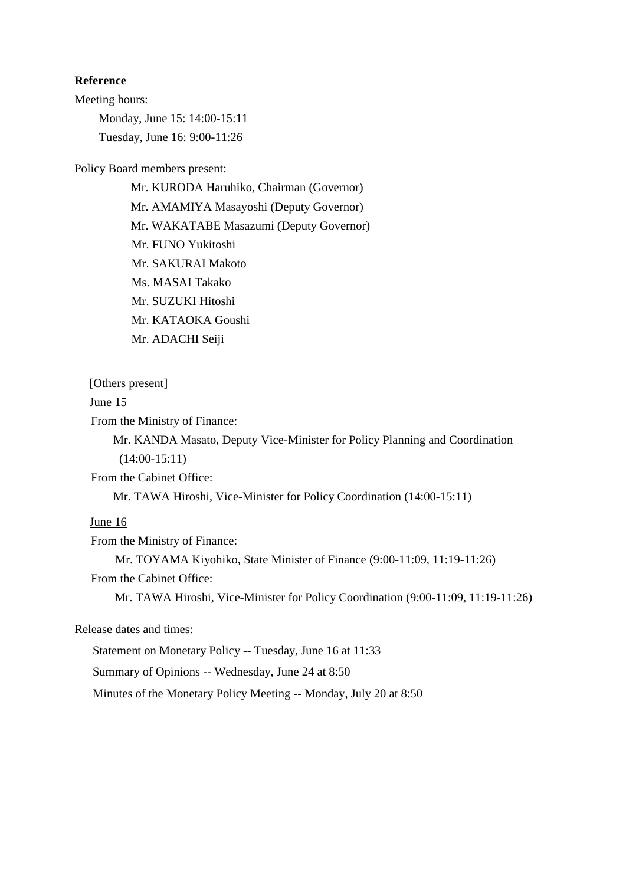**Reference**

Meeting hours:

Monday, June 15: 14:00-15:11

Tuesday, June 16: 9:00-11:26

Policy Board members present:

Mr. KURODA Haruhiko, Chairman (Governor)

Mr. AMAMIYA Masayoshi (Deputy Governor)

Mr. WAKATABE Masazumi (Deputy Governor)

Mr. FUNO Yukitoshi

Mr. SAKURAI Makoto

Ms. MASAI Takako

Mr. SUZUKI Hitoshi

Mr. KATAOKA Goushi

Mr. ADACHI Seiji

[Others present]

June 15

From the Ministry of Finance:

Mr. KANDA Masato, Deputy Vice-Minister for Policy Planning and Coordination (14:00-15:11)

From the Cabinet Office:

Mr. TAWA Hiroshi, Vice-Minister for Policy Coordination (14:00-15:11)

June 16

From the Ministry of Finance:

Mr. TOYAMA Kiyohiko, State Minister of Finance (9:00-11:09, 11:19-11:26)

From the Cabinet Office:

Mr. TAWA Hiroshi, Vice-Minister for Policy Coordination (9:00-11:09, 11:19-11:26)

Release dates and times:

Statement on Monetary Policy -- Tuesday, June 16 at 11:33

Summary of Opinions -- Wednesday, June 24 at 8:50

Minutes of the Monetary Policy Meeting -- Monday, July 20 at 8:50